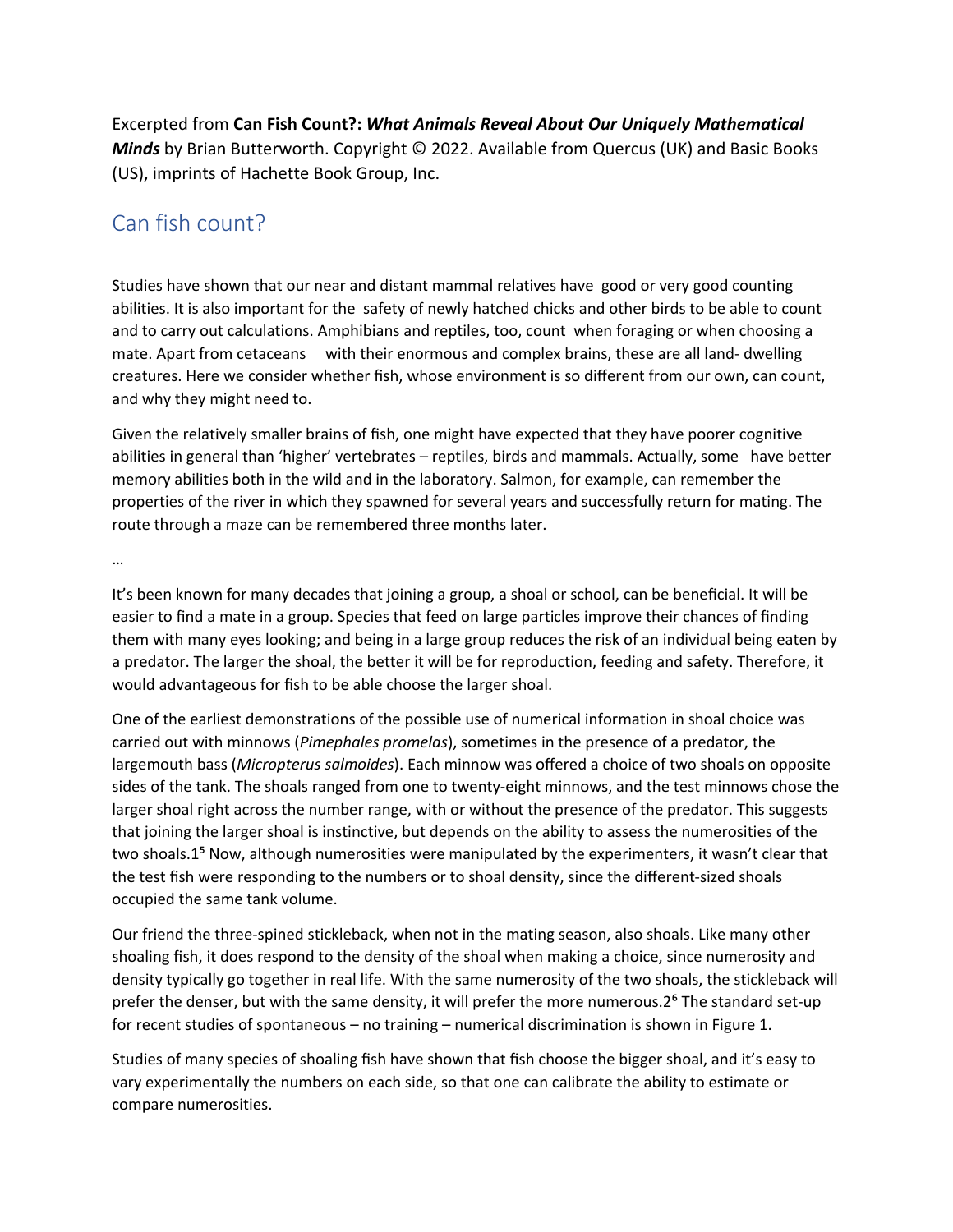Excerpted from **Can Fish Count?: *What Animals Reveal About Our Uniquely Mathematical Minds*** by Brian Butterworth. Copyright © 2022. Available from Quercus (UK) and Basic Books (US), imprints of Hachette Book Group, Inc.

## Can fish count?

Studies have shown that our near and distant mammal relatives have good or very good counting abilities. It is also important for the safety of newly hatched chicks and other birds to be able to count and to carry out calculations. Amphibians and reptiles, too, count when foraging or when choosing a mate. Apart from cetaceans with their enormous and complex brains, these are all land- dwelling creatures. Here we consider whether fish, whose environment is so different from our own, can count, and why they might need to.

Given the relatively smaller brains of fish, one might have expected that they have poorer cognitive abilities in general than 'higher' vertebrates – reptiles, birds and mammals. Actually, some have better memory abilities both in the wild and in the laboratory. Salmon, for example, can remember the properties of the river in which they spawned for several years and successfully return for mating. The route through a maze can be remembered three months later.

…

It's been known for many decades that joining a group, a shoal or school, can be beneficial. It will be easier to find a mate in a group. Species that feed on large particles improve their chances of finding them with many eyes looking; and being in a large group reduces the risk of an individual being eaten by a predator. The larger the shoal, the better it will be for reproduction, feeding and safety. Therefore, it would advantageous for fish to be able choose the larger shoal.

One of the earliest demonstrations of the possible use of numerical information in shoal choice was carried out with minnows (*Pimephales promelas*), sometimes in the presence of a predator, the largemouth bass (*Micropterus salmoides*). Each minnow was offered a choice of two shoals on opposite sides of the tank. The shoals ranged from one to twenty-eight minnows, and the test minnows chose the larger shoal right across the number range, with or without the presence of the predator. This suggests that joining the larger shoal is instinctive, but depends on the ability to assess the numerosities of the two shoals.1[5] Now, although numerosities were manipulated by the experimenters, it wasn't clear that the test fish were responding to the numbers or to shoal density, since the different-sized shoals occupied the same tank volume.

Our friend the three-spined stickleback, when not in the mating season, also shoals. Like many other shoaling fish, it does respond to the density of the shoal when making a choice, since numerosity and density typically go together in real life. With the same numerosity of the two shoals, the stickleback will prefer the denser, but with the same density, it will prefer the more numerous.2[6] The standard set-up for recent studies of spontaneous – no training – numerical discrimination is shown in Figure 1.

Studies of many species of shoaling fish have shown that fish choose the bigger shoal, and it's easy to vary experimentally the numbers on each side, so that one can calibrate the ability to estimate or compare numerosities.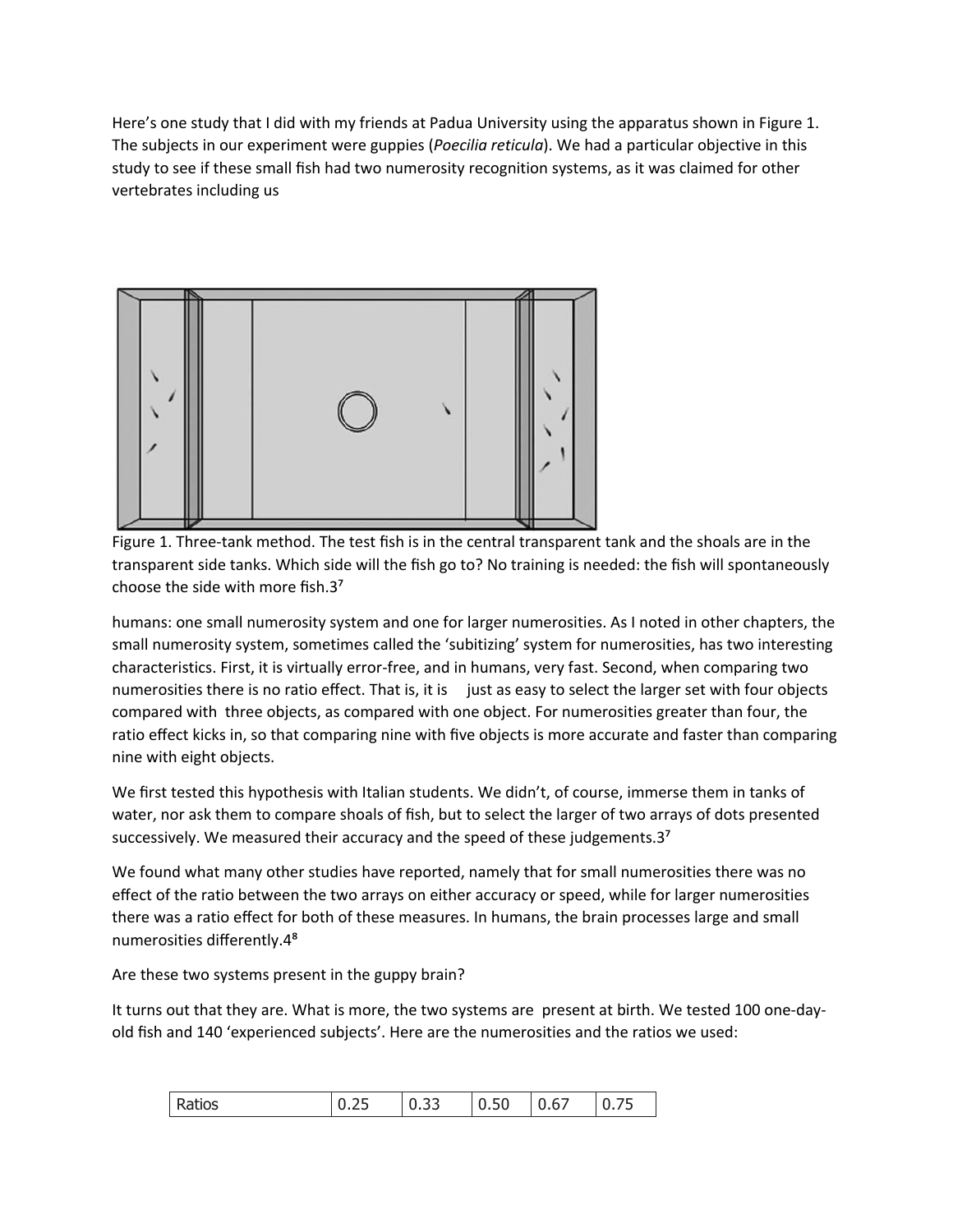Here's one study that I did with my friends at Padua University using the apparatus shown in Figure 1. The subjects in our experiment were guppies (*Poecilia reticula*). We had a particular objective in this study to see if these small fish had two numerosity recognition systems, as it was claimed for other vertebrates including us

Figure 1. Three-tank method. The test fish is in the central transparent tank and the shoals are in the transparent side tanks. Which side will the fish go to? No training is needed: the fish will spontaneously choose the side with more fish.3[7]

humans: one small numerosity system and one for larger numerosities. As I noted in other chapters, the small numerosity system, sometimes called the 'subitizing' system for numerosities, has two interesting characteristics. First, it is virtually error-free, and in humans, very fast. Second, when comparing two numerosities there is no ratio effect. That is, it is just as easy to select the larger set with four objects compared with three objects, as compared with one object. For numerosities greater than four, the ratio effect kicks in, so that comparing nine with five objects is more accurate and faster than comparing nine with eight objects.

We first tested this hypothesis with Italian students. We didn't, of course, immerse them in tanks of water, nor ask them to compare shoals of fish, but to select the larger of two arrays of dots presented successively. We measured their accuracy and the speed of these judgements.3[7]

We found what many other studies have reported, namely that for small numerosities there was no effect of the ratio between the two arrays on either accuracy or speed, while for larger numerosities there was a ratio effect for both of these measures. In humans, the brain processes large and small numerosities differently.4[8]

Are these two systems present in the guppy brain?

It turns out that they are. What is more, the two systems are present at birth. We tested 100 one-day-old fish and 140 'experienced subjects'. Here are the numerosities and the ratios we used:

| Ratios | 0.25 | 0.33 | 0.50 | 0.67 | 0.75 |
|---|---|---|---|---|---|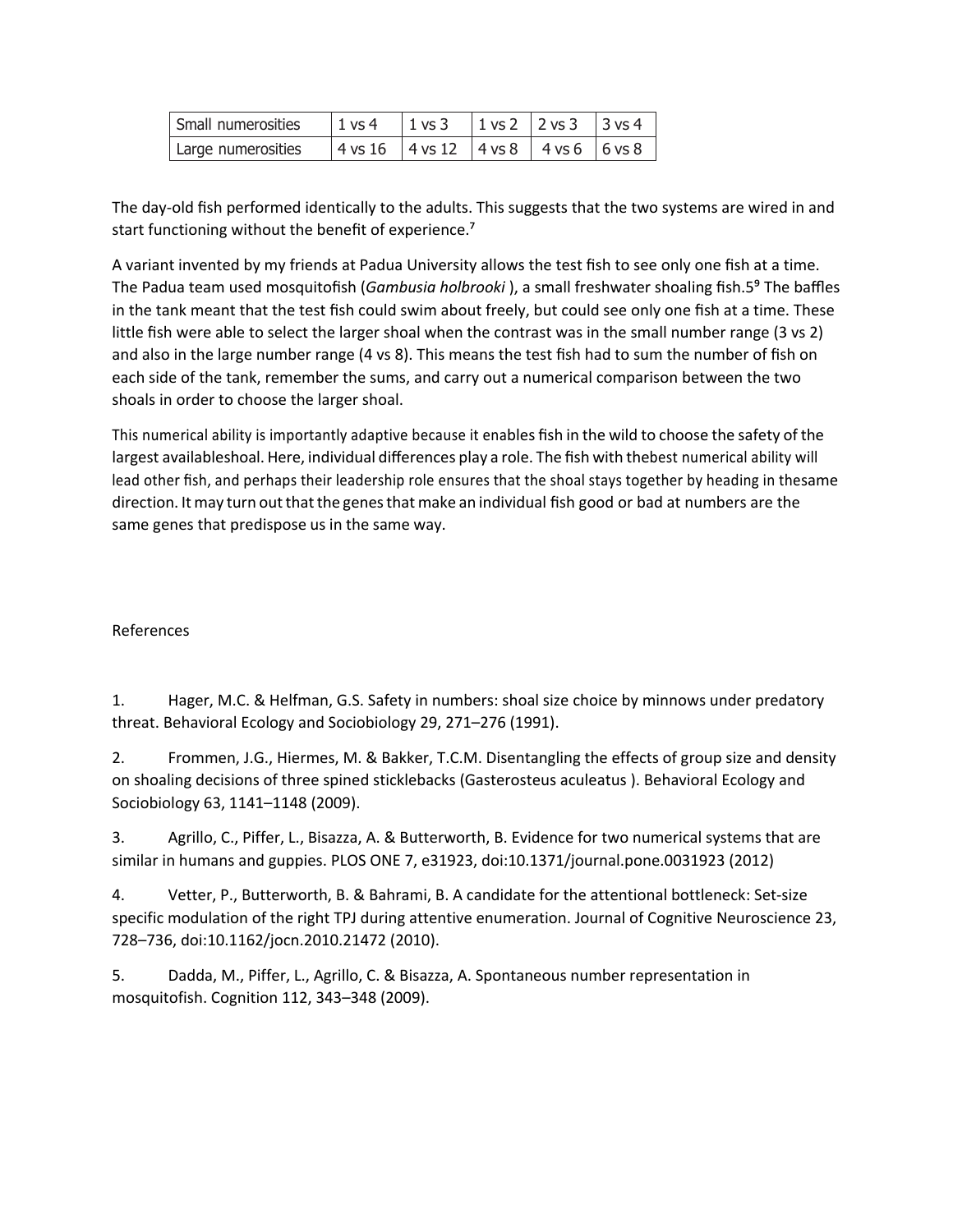| | | | | | |
|---|---|---|---|---|---|
| Small numerosities | 1 vs 4 | 1 vs 3 | 1 vs 2 | 2 vs 3 | 3 vs 4 |
| Large numerosities | 4 vs 16 | 4 vs 12 | 4 vs 8 | 4 vs 6 | 6 vs 8 |

The day-old fish performed identically to the adults. This suggests that the two systems are wired in and start functioning without the benefit of experience.[7]

A variant invented by my friends at Padua University allows the test fish to see only one fish at a time. The Padua team used mosquitofish (*Gambusia holbrooki* ), a small freshwater shoaling fish.5[9] The baffles in the tank meant that the test fish could swim about freely, but could see only one fish at a time. These little fish were able to select the larger shoal when the contrast was in the small number range (3 vs 2) and also in the large number range (4 vs 8). This means the test fish had to sum the number of fish on each side of the tank, remember the sums, and carry out a numerical comparison between the two shoals in order to choose the larger shoal.

This numerical ability is importantly adaptive because it enables fish in the wild to choose the safety of the largest availableshoal. Here, individual differences play a role. The fish with thebest numerical ability will lead other fish, and perhaps their leadership role ensures that the shoal stays together by heading in thesame direction. It may turn out that the genes that make an individual fish good or bad at numbers are the same genes that predispose us in the same way.

References

1. Hager, M.C. & Helfman, G.S. Safety in numbers: shoal size choice by minnows under predatory threat. Behavioral Ecology and Sociobiology 29, 271–276 (1991).

2. Frommen, J.G., Hiermes, M. & Bakker, T.C.M. Disentangling the effects of group size and density on shoaling decisions of three spined sticklebacks (Gasterosteus aculeatus ). Behavioral Ecology and Sociobiology 63, 1141–1148 (2009).

3. Agrillo, C., Piffer, L., Bisazza, A. & Butterworth, B. Evidence for two numerical systems that are similar in humans and guppies. PLOS ONE 7, e31923, doi:10.1371/journal.pone.0031923 (2012)

4. Vetter, P., Butterworth, B. & Bahrami, B. A candidate for the attentional bottleneck: Set-size specific modulation of the right TPJ during attentive enumeration. Journal of Cognitive Neuroscience 23, 728–736, doi:10.1162/jocn.2010.21472 (2010).

5. Dadda, M., Piffer, L., Agrillo, C. & Bisazza, A. Spontaneous number representation in mosquitofish. Cognition 112, 343–348 (2009).